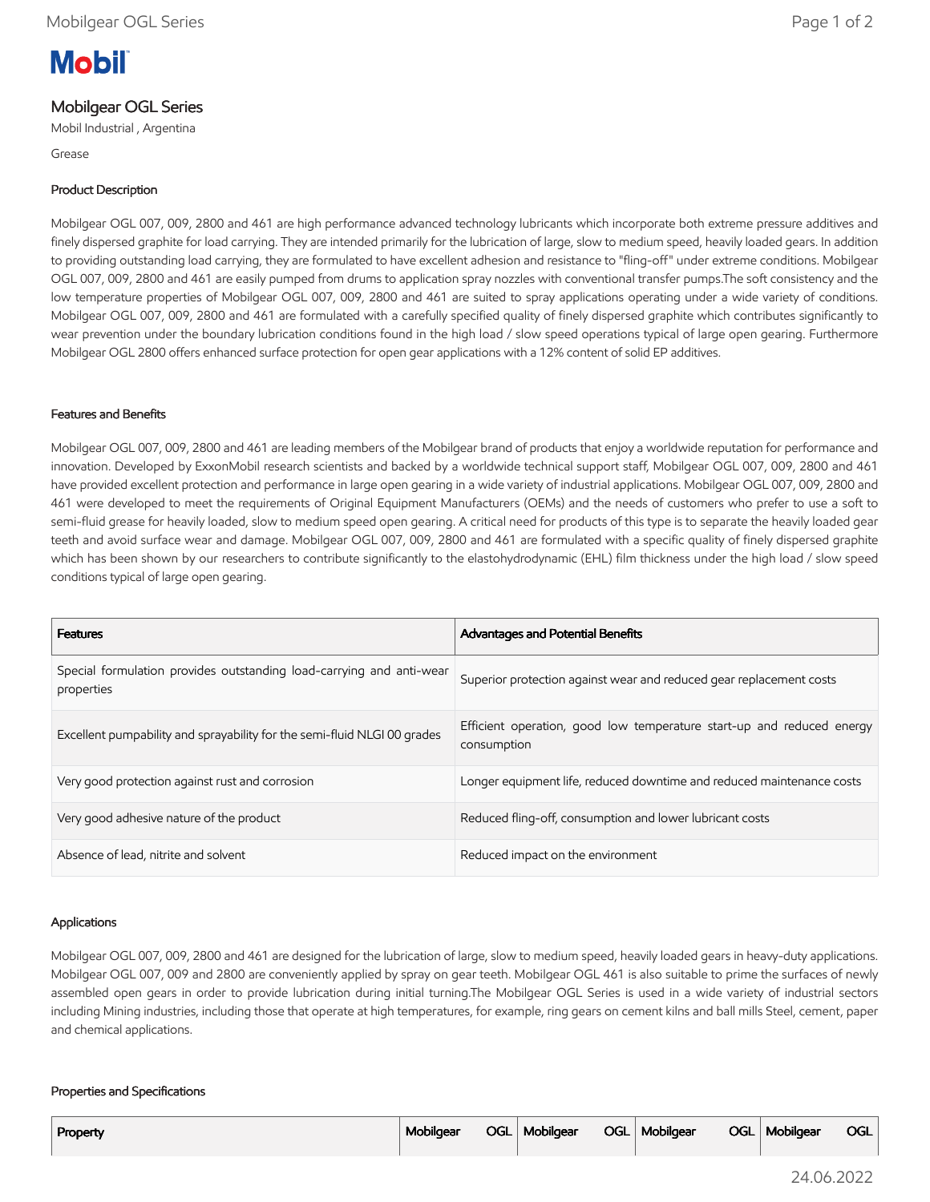Mobil

# Mobilgear OGL Series

Mobil Industrial , Argentina

Grease

## Product Description

Mobilgear OGL 007, 009, 2800 and 461 are high performance advanced technology lubricants which incorporate both extreme pressure additives and finely dispersed graphite for load carrying. They are intended primarily for the lubrication of large, slow to medium speed, heavily loaded gears. In addition to providing outstanding load carrying, they are formulated to have excellent adhesion and resistance to "fling-off" under extreme conditions. Mobilgear OGL 007, 009, 2800 and 461 are easily pumped from drums to application spray nozzles with conventional transfer pumps.The soft consistency and the low temperature properties of Mobilgear OGL 007, 009, 2800 and 461 are suited to spray applications operating under a wide variety of conditions. Mobilgear OGL 007, 009, 2800 and 461 are formulated with a carefully specified quality of finely dispersed graphite which contributes significantly to wear prevention under the boundary lubrication conditions found in the high load / slow speed operations typical of large open gearing. Furthermore Mobilgear OGL 2800 offers enhanced surface protection for open gear applications with a 12% content of solid EP additives.

## Features and Benefits

Mobilgear OGL 007, 009, 2800 and 461 are leading members of the Mobilgear brand of products that enjoy a worldwide reputation for performance and innovation. Developed by ExxonMobil research scientists and backed by a worldwide technical support staff, Mobilgear OGL 007, 009, 2800 and 461 have provided excellent protection and performance in large open gearing in a wide variety of industrial applications. Mobilgear OGL 007, 009, 2800 and 461 were developed to meet the requirements of Original Equipment Manufacturers (OEMs) and the needs of customers who prefer to use a soft to semi-fluid grease for heavily loaded, slow to medium speed open gearing. A critical need for products of this type is to separate the heavily loaded gear teeth and avoid surface wear and damage. Mobilgear OGL 007, 009, 2800 and 461 are formulated with a specific quality of finely dispersed graphite which has been shown by our researchers to contribute significantly to the elastohydrodynamic (EHL) film thickness under the high load / slow speed conditions typical of large open gearing.

| Features | Advantages and Potential Benefits |
| --- | --- |
| Special formulation provides outstanding load-carrying and anti-wear properties | Superior protection against wear and reduced gear replacement costs |
| Excellent pumpability and sprayability for the semi-fluid NLGI 00 grades | Efficient operation, good low temperature start-up and reduced energy consumption |
| Very good protection against rust and corrosion | Longer equipment life, reduced downtime and reduced maintenance costs |
| Very good adhesive nature of the product | Reduced fling-off, consumption and lower lubricant costs |
| Absence of lead, nitrite and solvent | Reduced impact on the environment |

## Applications

Mobilgear OGL 007, 009, 2800 and 461 are designed for the lubrication of large, slow to medium speed, heavily loaded gears in heavy-duty applications. Mobilgear OGL 007, 009 and 2800 are conveniently applied by spray on gear teeth. Mobilgear OGL 461 is also suitable to prime the surfaces of newly assembled open gears in order to provide lubrication during initial turning.The Mobilgear OGL Series is used in a wide variety of industrial sectors including Mining industries, including those that operate at high temperatures, for example, ring gears on cement kilns and ball mills Steel, cement, paper and chemical applications.

## Properties and Specifications

| Property | Mobilgear OGL | Mobilgear OGL | Mobilgear OGL | Mobilgear OGL |
| --- | --- | --- | --- | --- |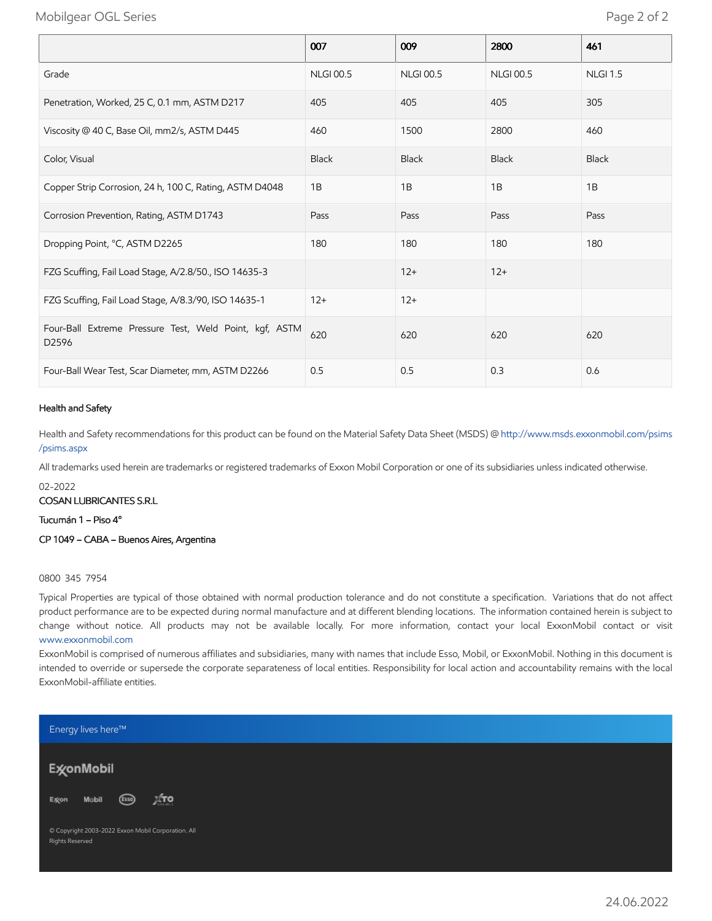| | 007 | 009 | 2800 | 461 |
|---|---|---|---|---|
| Grade | NLGI 00.5 | NLGI 00.5 | NLGI 00.5 | NLGI 1.5 |
| Penetration, Worked, 25 C, 0.1 mm, ASTM D217 | 405 | 405 | 405 | 305 |
| Viscosity @ 40 C, Base Oil, mm2/s, ASTM D445 | 460 | 1500 | 2800 | 460 |
| Color, Visual | Black | Black | Black | Black |
| Copper Strip Corrosion, 24 h, 100 C, Rating, ASTM D4048 | 1B | 1B | 1B | 1B |
| Corrosion Prevention, Rating, ASTM D1743 | Pass | Pass | Pass | Pass |
| Dropping Point, °C, ASTM D2265 | 180 | 180 | 180 | 180 |
| FZG Scuffing, Fail Load Stage, A/2.8/50., ISO 14635-3 | | 12+ | 12+ | |
| FZG Scuffing, Fail Load Stage, A/8.3/90, ISO 14635-1 | 12+ | 12+ | | |
| Four-Ball Extreme Pressure Test, Weld Point, kgf, ASTM D2596 | 620 | 620 | 620 | 620 |
| Four-Ball Wear Test, Scar Diameter, mm, ASTM D2266 | 0.5 | 0.5 | 0.3 | 0.6 |

### Health and Safety

Health and Safety recommendations for this product can be found on the Material Safety Data Sheet (MSDS) @ http://www.msds.exxonmobil.com/psims/psims.aspx

All trademarks used herein are trademarks or registered trademarks of Exxon Mobil Corporation or one of its subsidiaries unless indicated otherwise.

02-2022

**COSAN LUBRICANTES S.R.L**

**Tucumán 1 – Piso 4°**

**CP 1049 – CABA – Buenos Aires, Argentina**

0800 345 7954

Typical Properties are typical of those obtained with normal production tolerance and do not constitute a specification. Variations that do not affect product performance are to be expected during normal manufacture and at different blending locations. The information contained herein is subject to change without notice. All products may not be available locally. For more information, contact your local ExxonMobil contact or visit www.exxonmobil.com

ExxonMobil is comprised of numerous affiliates and subsidiaries, many with names that include Esso, Mobil, or ExxonMobil. Nothing in this document is intended to override or supersede the corporate separateness of local entities. Responsibility for local action and accountability remains with the local ExxonMobil-affiliate entities.

Energy lives here™

ExxonMobil

Exxon Mobil Esso XTO

© Copyright 2003-2022 Exxon Mobil Corporation. All Rights Reserved